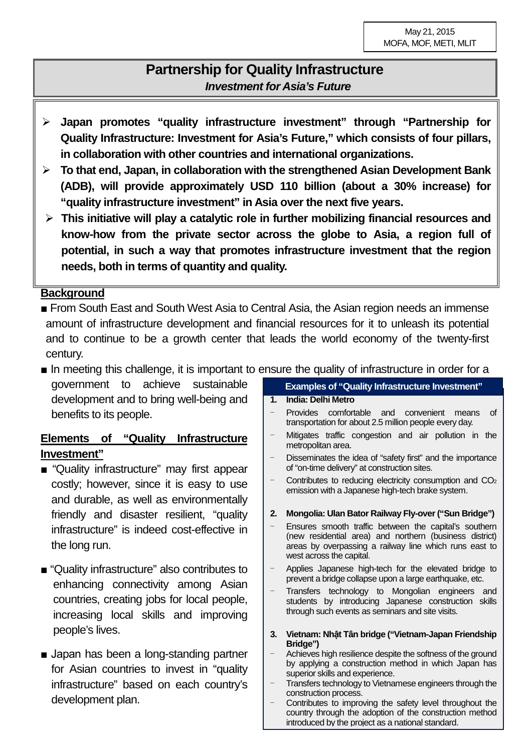May 21, 2015
MOFA, MOF, METI, MLIT

# Partnership for Quality Infrastructure

***Investment for Asia's Future***

- **Japan promotes "quality infrastructure investment" through "Partnership for Quality Infrastructure: Investment for Asia's Future," which consists of four pillars, in collaboration with other countries and international organizations.**
- **To that end, Japan, in collaboration with the strengthened Asian Development Bank (ADB), will provide approximately USD 110 billion (about a 30% increase) for "quality infrastructure investment" in Asia over the next five years.**
- **This initiative will play a catalytic role in further mobilizing financial resources and know-how from the private sector across the globe to Asia, a region full of potential, in such a way that promotes infrastructure investment that the region needs, both in terms of quantity and quality.**

## Background

■ From South East and South West Asia to Central Asia, the Asian region needs an immense amount of infrastructure development and financial resources for it to unleash its potential and to continue to be a growth center that leads the world economy of the twenty-first century.

■ In meeting this challenge, it is important to ensure the quality of infrastructure in order for a government to achieve sustainable development and to bring well-being and benefits to its people.

## Elements of "Quality Infrastructure Investment"

■ "Quality infrastructure" may first appear costly; however, since it is easy to use and durable, as well as environmentally friendly and disaster resilient, "quality infrastructure" is indeed cost-effective in the long run.

■ "Quality infrastructure" also contributes to enhancing connectivity among Asian countries, creating jobs for local people, increasing local skills and improving people's lives.

■ Japan has been a long-standing partner for Asian countries to invest in "quality infrastructure" based on each country's development plan.

### Examples of "Quality Infrastructure Investment"

**1. India: Delhi Metro**

- Provides comfortable and convenient means of transportation for about 2.5 million people every day.
- Mitigates traffic congestion and air pollution in the metropolitan area.
- Disseminates the idea of "safety first" and the importance of "on-time delivery" at construction sites.
- Contributes to reducing electricity consumption and $CO_2$ emission with a Japanese high-tech brake system.

**2. Mongolia: Ulan Bator Railway Fly-over ("Sun Bridge")**

- Ensures smooth traffic between the capital's southern (new residential area) and northern (business district) areas by overpassing a railway line which runs east to west across the capital.
- Applies Japanese high-tech for the elevated bridge to prevent a bridge collapse upon a large earthquake, etc.
- Transfers technology to Mongolian engineers and students by introducing Japanese construction skills through such events as seminars and site visits.

**3. Vietnam: Nhật Tân bridge ("Vietnam-Japan Friendship Bridge")**

- Achieves high resilience despite the softness of the ground by applying a construction method in which Japan has superior skills and experience.
- Transfers technology to Vietnamese engineers through the construction process.
- Contributes to improving the safety level throughout the country through the adoption of the construction method introduced by the project as a national standard.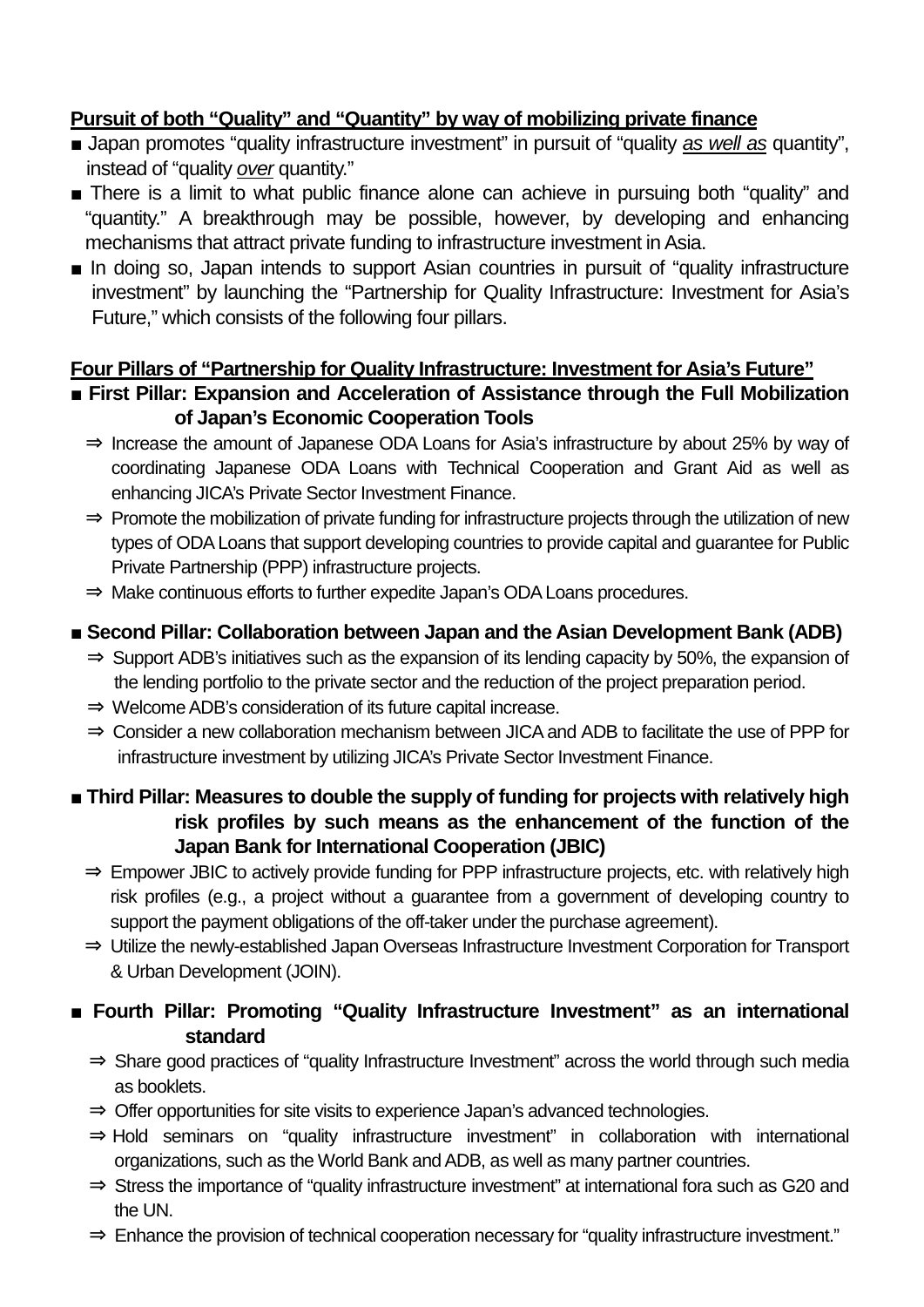## Pursuit of both "Quality" and "Quantity" by way of mobilizing private finance

- ■ Japan promotes "quality infrastructure investment" in pursuit of "quality *as well as* quantity", instead of "quality *over* quantity."
- ■ There is a limit to what public finance alone can achieve in pursuing both "quality" and "quantity." A breakthrough may be possible, however, by developing and enhancing mechanisms that attract private funding to infrastructure investment in Asia.
- ■ In doing so, Japan intends to support Asian countries in pursuit of "quality infrastructure investment" by launching the "Partnership for Quality Infrastructure: Investment for Asia's Future," which consists of the following four pillars.

## Four Pillars of "Partnership for Quality Infrastructure: Investment for Asia's Future"

**■ First Pillar: Expansion and Acceleration of Assistance through the Full Mobilization of Japan's Economic Cooperation Tools**

- ⇒ Increase the amount of Japanese ODA Loans for Asia's infrastructure by about 25% by way of coordinating Japanese ODA Loans with Technical Cooperation and Grant Aid as well as enhancing JICA's Private Sector Investment Finance.
- ⇒ Promote the mobilization of private funding for infrastructure projects through the utilization of new types of ODA Loans that support developing countries to provide capital and guarantee for Public Private Partnership (PPP) infrastructure projects.
- ⇒ Make continuous efforts to further expedite Japan's ODA Loans procedures.

**■ Second Pillar: Collaboration between Japan and the Asian Development Bank (ADB)**

- ⇒ Support ADB's initiatives such as the expansion of its lending capacity by 50%, the expansion of the lending portfolio to the private sector and the reduction of the project preparation period.
- ⇒ Welcome ADB's consideration of its future capital increase.
- ⇒ Consider a new collaboration mechanism between JICA and ADB to facilitate the use of PPP for infrastructure investment by utilizing JICA's Private Sector Investment Finance.

**■ Third Pillar: Measures to double the supply of funding for projects with relatively high risk profiles by such means as the enhancement of the function of the Japan Bank for International Cooperation (JBIC)**

- ⇒ Empower JBIC to actively provide funding for PPP infrastructure projects, etc. with relatively high risk profiles (e.g., a project without a guarantee from a government of developing country to support the payment obligations of the off-taker under the purchase agreement).
- ⇒ Utilize the newly-established Japan Overseas Infrastructure Investment Corporation for Transport & Urban Development (JOIN).

**■ Fourth Pillar: Promoting "Quality Infrastructure Investment" as an international standard**

- ⇒ Share good practices of "quality Infrastructure Investment" across the world through such media as booklets.
- ⇒ Offer opportunities for site visits to experience Japan's advanced technologies.
- ⇒ Hold seminars on "quality infrastructure investment" in collaboration with international organizations, such as the World Bank and ADB, as well as many partner countries.
- ⇒ Stress the importance of "quality infrastructure investment" at international fora such as G20 and the UN.
- ⇒ Enhance the provision of technical cooperation necessary for "quality infrastructure investment."